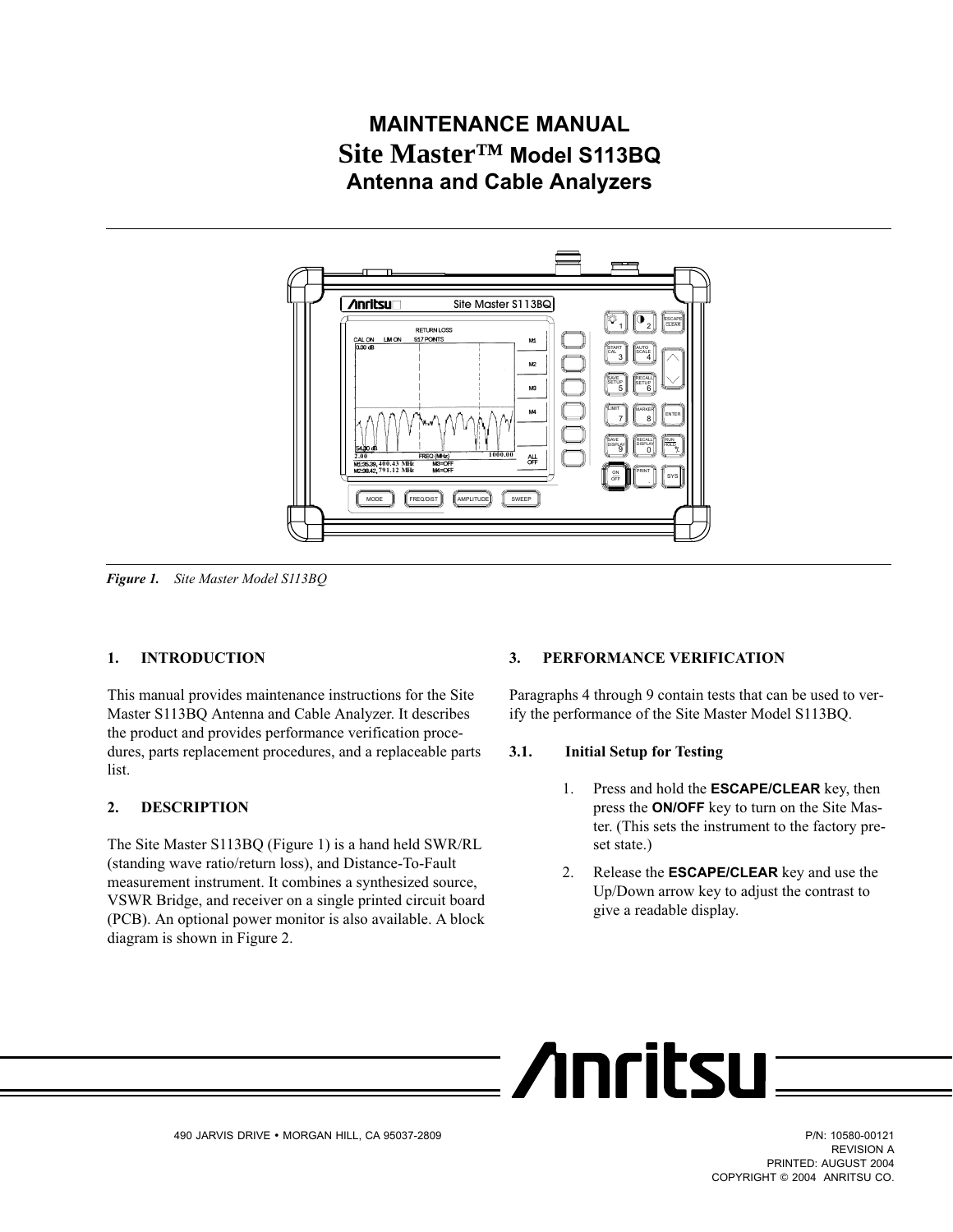# MAINTENANCE MANUAL
# Site Master™ Model S113BQ
## Antenna and Cable Analyzers

*Figure 1. Site Master Model S113BQ*

## 1. INTRODUCTION

This manual provides maintenance instructions for the Site Master S113BQ Antenna and Cable Analyzer. It describes the product and provides performance verification procedures, parts replacement procedures, and a replaceable parts list.

## 2. DESCRIPTION

The Site Master S113BQ (Figure 1) is a hand held SWR/RL (standing wave ratio/return loss), and Distance-To-Fault measurement instrument. It combines a synthesized source, VSWR Bridge, and receiver on a single printed circuit board (PCB). An optional power monitor is also available. A block diagram is shown in Figure 2.

## 3. PERFORMANCE VERIFICATION

Paragraphs 4 through 9 contain tests that can be used to verify the performance of the Site Master Model S113BQ.

### 3.1. Initial Setup for Testing

1. Press and hold the **ESCAPE/CLEAR** key, then press the **ON/OFF** key to turn on the Site Master. (This sets the instrument to the factory preset state.)
2. Release the **ESCAPE/CLEAR** key and use the Up/Down arrow key to adjust the contrast to give a readable display.

490 JARVIS DRIVE • MORGAN HILL, CA 95037-2809

P/N: 10580-00121
REVISION A
PRINTED: AUGUST 2004
COPYRIGHT © 2004 ANRITSU CO.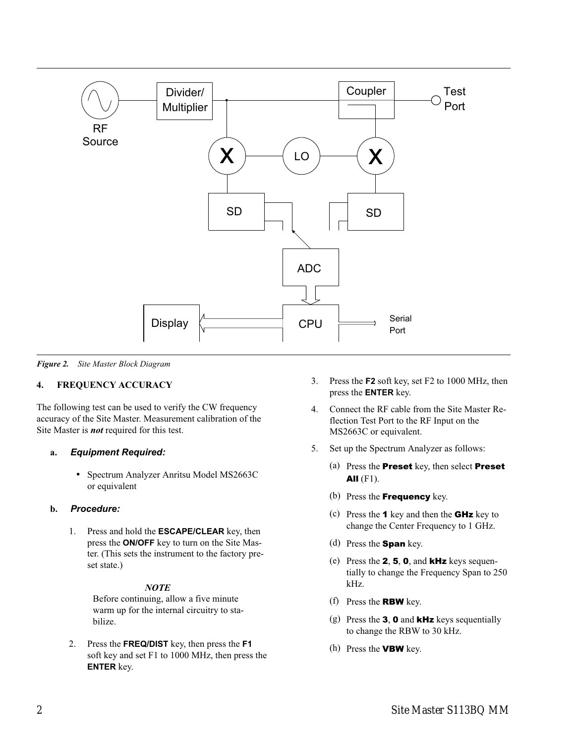*Figure 2. Site Master Block Diagram*

## 4. FREQUENCY ACCURACY

The following test can be used to verify the CW frequency accuracy of the Site Master. Measurement calibration of the Site Master is ***not*** required for this test.

### a. *Equipment Required:*

- Spectrum Analyzer Anritsu Model MS2663C or equivalent

### b. *Procedure:*

1. Press and hold the **ESCAPE/CLEAR** key, then press the **ON/OFF** key to turn on the Site Master. (This sets the instrument to the factory preset state.)

   ***NOTE***
   Before continuing, allow a five minute warm up for the internal circuitry to stabilize.

2. Press the **FREQ/DIST** key, then press the **F1** soft key and set F1 to 1000 MHz, then press the **ENTER** key.
3. Press the **F2** soft key, set F2 to 1000 MHz, then press the **ENTER** key.
4. Connect the RF cable from the Site Master Reflection Test Port to the RF Input on the MS2663C or equivalent.
5. Set up the Spectrum Analyzer as follows:

   (a) Press the **Preset** key, then select **Preset All** (F1).

   (b) Press the **Frequency** key.

   (c) Press the **1** key and then the **GHz** key to change the Center Frequency to 1 GHz.

   (d) Press the **Span** key.

   (e) Press the **2**, **5**, **0**, and **kHz** keys sequentially to change the Frequency Span to 250 kHz.

   (f) Press the **RBW** key.

   (g) Press the **3**, **0** and **kHz** keys sequentially to change the RBW to 30 kHz.

   (h) Press the **VBW** key.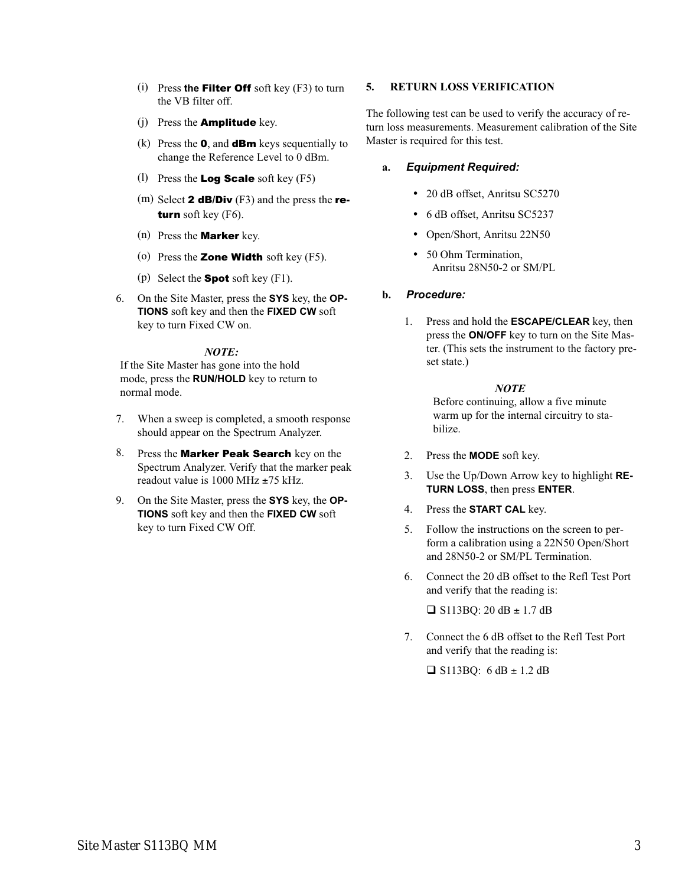(i) Press **the Filter Off** soft key (F3) to turn the VB filter off.

(j) Press the **Amplitude** key.

(k) Press the **0**, and **dBm** keys sequentially to change the Reference Level to 0 dBm.

(l) Press the **Log Scale** soft key (F5)

(m) Select **2 dB/Div** (F3) and the press the **return** soft key (F6).

(n) Press the **Marker** key.

(o) Press the **Zone Width** soft key (F5).

(p) Select the **Spot** soft key (F1).

6. On the Site Master, press the **SYS** key, the **OPTIONS** soft key and then the **FIXED CW** soft key to turn Fixed CW on.

*NOTE:*
If the Site Master has gone into the hold mode, press the **RUN/HOLD** key to return to normal mode.

7. When a sweep is completed, a smooth response should appear on the Spectrum Analyzer.

8. Press the **Marker Peak Search** key on the Spectrum Analyzer. Verify that the marker peak readout value is 1000 MHz ±75 kHz.

9. On the Site Master, press the **SYS** key, the **OPTIONS** soft key and then the **FIXED CW** soft key to turn Fixed CW Off.

## 5. RETURN LOSS VERIFICATION

The following test can be used to verify the accuracy of return loss measurements. Measurement calibration of the Site Master is required for this test.

### a. *Equipment Required:*

- 20 dB offset, Anritsu SC5270
- 6 dB offset, Anritsu SC5237
- Open/Short, Anritsu 22N50
- 50 Ohm Termination, Anritsu 28N50-2 or SM/PL

### b. *Procedure:*

1. Press and hold the **ESCAPE/CLEAR** key, then press the **ON/OFF** key to turn on the Site Master. (This sets the instrument to the factory preset state.)

*NOTE*
Before continuing, allow a five minute warm up for the internal circuitry to stabilize.

2. Press the **MODE** soft key.
3. Use the Up/Down Arrow key to highlight **RETURN LOSS**, then press **ENTER**.
4. Press the **START CAL** key.
5. Follow the instructions on the screen to perform a calibration using a 22N50 Open/Short and 28N50-2 or SM/PL Termination.
6. Connect the 20 dB offset to the Refl Test Port and verify that the reading is:

   ❑ S113BQ: 20 dB ± 1.7 dB

7. Connect the 6 dB offset to the Refl Test Port and verify that the reading is:

   ❑ S113BQ: 6 dB ± 1.2 dB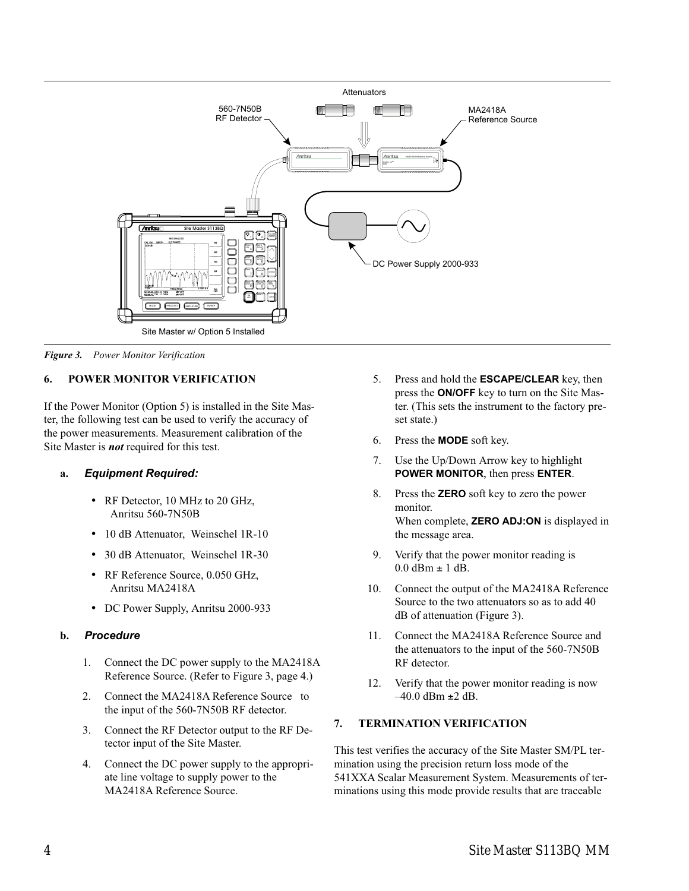*Figure 3. Power Monitor Verification*

## 6. POWER MONITOR VERIFICATION

If the Power Monitor (Option 5) is installed in the Site Master, the following test can be used to verify the accuracy of the power measurements. Measurement calibration of the Site Master is ***not*** required for this test.

### a. *Equipment Required:*

- RF Detector, 10 MHz to 20 GHz, Anritsu 560-7N50B
- 10 dB Attenuator, Weinschel 1R-10
- 30 dB Attenuator, Weinschel 1R-30
- RF Reference Source, 0.050 GHz, Anritsu MA2418A
- DC Power Supply, Anritsu 2000-933

### b. *Procedure*

1. Connect the DC power supply to the MA2418A Reference Source. (Refer to Figure 3, page 4.)
2. Connect the MA2418A Reference Source to the input of the 560-7N50B RF detector.
3. Connect the RF Detector output to the RF Detector input of the Site Master.
4. Connect the DC power supply to the appropriate line voltage to supply power to the MA2418A Reference Source.
5. Press and hold the **ESCAPE/CLEAR** key, then press the **ON/OFF** key to turn on the Site Master. (This sets the instrument to the factory preset state.)
6. Press the **MODE** soft key.
7. Use the Up/Down Arrow key to highlight **POWER MONITOR**, then press **ENTER**.
8. Press the **ZERO** soft key to zero the power monitor.
   When complete, **ZERO ADJ:ON** is displayed in the message area.
9. Verify that the power monitor reading is 0.0 dBm ± 1 dB.
10. Connect the output of the MA2418A Reference Source to the two attenuators so as to add 40 dB of attenuation (Figure 3).
11. Connect the MA2418A Reference Source and the attenuators to the input of the 560-7N50B RF detector.
12. Verify that the power monitor reading is now –40.0 dBm ±2 dB.

## 7. TERMINATION VERIFICATION

This test verifies the accuracy of the Site Master SM/PL termination using the precision return loss mode of the 541XXA Scalar Measurement System. Measurements of terminations using this mode provide results that are traceable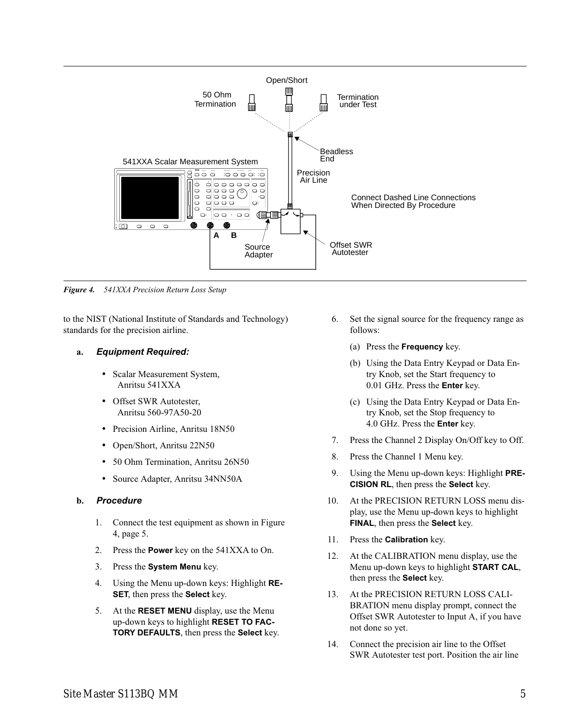*Figure 4. 541XXA Precision Return Loss Setup*

to the NIST (National Institute of Standards and Technology) standards for the precision airline.

**a. *Equipment Required:***

- Scalar Measurement System, Anritsu 541XXA
- Offset SWR Autotester, Anritsu 560-97A50-20
- Precision Airline, Anritsu 18N50
- Open/Short, Anritsu 22N50
- 50 Ohm Termination, Anritsu 26N50
- Source Adapter, Anritsu 34NN50A

**b. *Procedure***

1. Connect the test equipment as shown in Figure 4, page 5.
2. Press the **Power** key on the 541XXA to On.
3. Press the **System Menu** key.
4. Using the Menu up-down keys: Highlight **RESET**, then press the **Select** key.
5. At the **RESET MENU** display, use the Menu up-down keys to highlight **RESET TO FACTORY DEFAULTS**, then press the **Select** key.
6. Set the signal source for the frequency range as follows:
   (a) Press the **Frequency** key.
   (b) Using the Data Entry Keypad or Data Entry Knob, set the Start frequency to 0.01 GHz. Press the **Enter** key.
   (c) Using the Data Entry Keypad or Data Entry Knob, set the Stop frequency to 4.0 GHz. Press the **Enter** key.
7. Press the Channel 2 Display On/Off key to Off.
8. Press the Channel 1 Menu key.
9. Using the Menu up-down keys: Highlight **PRECISION RL**, then press the **Select** key.
10. At the PRECISION RETURN LOSS menu display, use the Menu up-down keys to highlight **FINAL**, then press the **Select** key.
11. Press the **Calibration** key.
12. At the CALIBRATION menu display, use the Menu up-down keys to highlight **START CAL**, then press the **Select** key.
13. At the PRECISION RETURN LOSS CALIBRATION menu display prompt, connect the Offset SWR Autotester to Input A, if you have not done so yet.
14. Connect the precision air line to the Offset SWR Autotester test port. Position the air line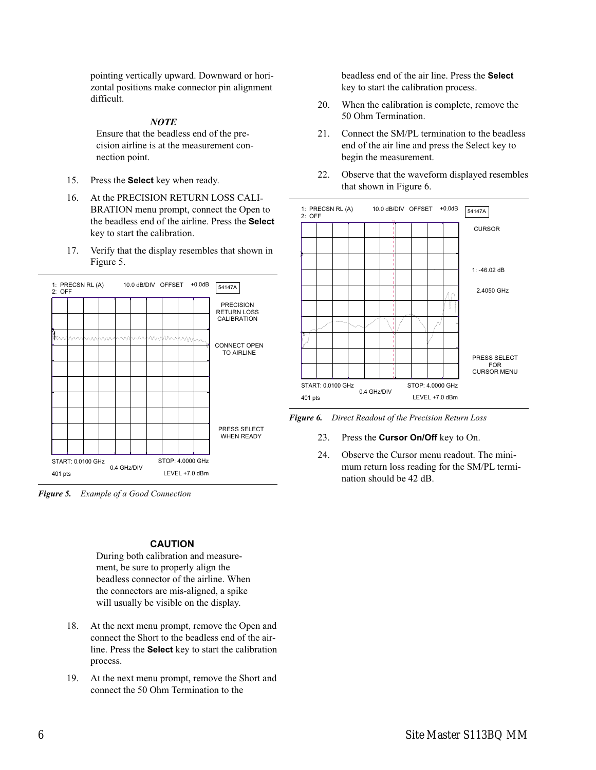pointing vertically upward. Downward or horizontal positions make connector pin alignment difficult.

*NOTE*

Ensure that the beadless end of the precision airline is at the measurement connection point.

15. Press the **Select** key when ready.

16. At the PRECISION RETURN LOSS CALIBRATION menu prompt, connect the Open to the beadless end of the airline. Press the **Select** key to start the calibration.

17. Verify that the display resembles that shown in Figure 5.

*Figure 5. Example of a Good Connection*

**CAUTION**

During both calibration and measurement, be sure to properly align the beadless connector of the airline. When the connectors are mis-aligned, a spike will usually be visible on the display.

18. At the next menu prompt, remove the Open and connect the Short to the beadless end of the airline. Press the **Select** key to start the calibration process.

19. At the next menu prompt, remove the Short and connect the 50 Ohm Termination to the beadless end of the air line. Press the **Select** key to start the calibration process.

20. When the calibration is complete, remove the 50 Ohm Termination.

21. Connect the SM/PL termination to the beadless end of the air line and press the Select key to begin the measurement.

22. Observe that the waveform displayed resembles that shown in Figure 6.

*Figure 6. Direct Readout of the Precision Return Loss*

23. Press the **Cursor On/Off** key to On.

24. Observe the Cursor menu readout. The minimum return loss reading for the SM/PL termination should be 42 dB.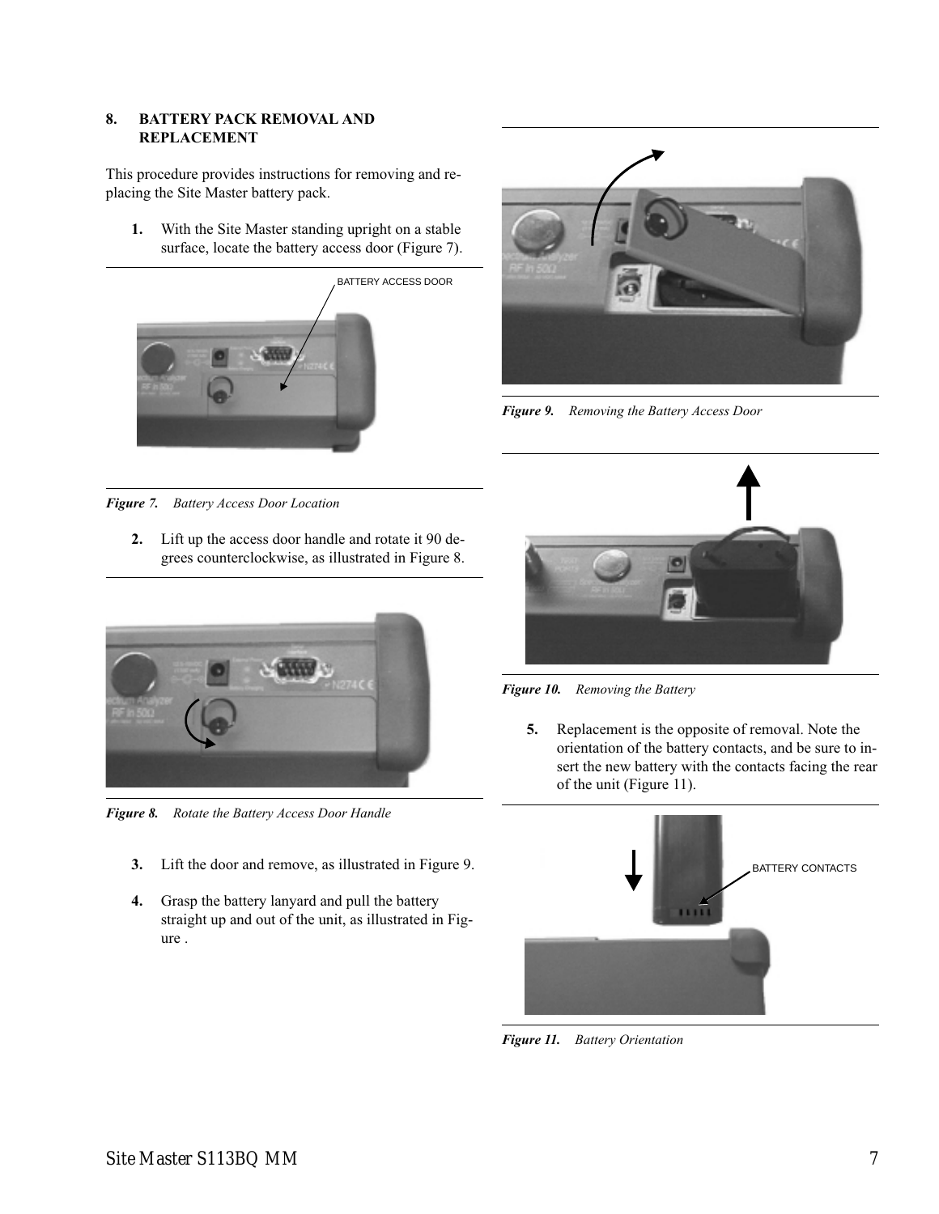## 8. BATTERY PACK REMOVAL AND REPLACEMENT

This procedure provides instructions for removing and replacing the Site Master battery pack.

1. With the Site Master standing upright on a stable surface, locate the battery access door (Figure 7).

BATTERY ACCESS DOOR

*Figure 7. Battery Access Door Location*

2. Lift up the access door handle and rotate it 90 degrees counterclockwise, as illustrated in Figure 8.

*Figure 8. Rotate the Battery Access Door Handle*

3. Lift the door and remove, as illustrated in Figure 9.

4. Grasp the battery lanyard and pull the battery straight up and out of the unit, as illustrated in Figure .

*Figure 9. Removing the Battery Access Door*

*Figure 10. Removing the Battery*

5. Replacement is the opposite of removal. Note the orientation of the battery contacts, and be sure to insert the new battery with the contacts facing the rear of the unit (Figure 11).

BATTERY CONTACTS

*Figure 11. Battery Orientation*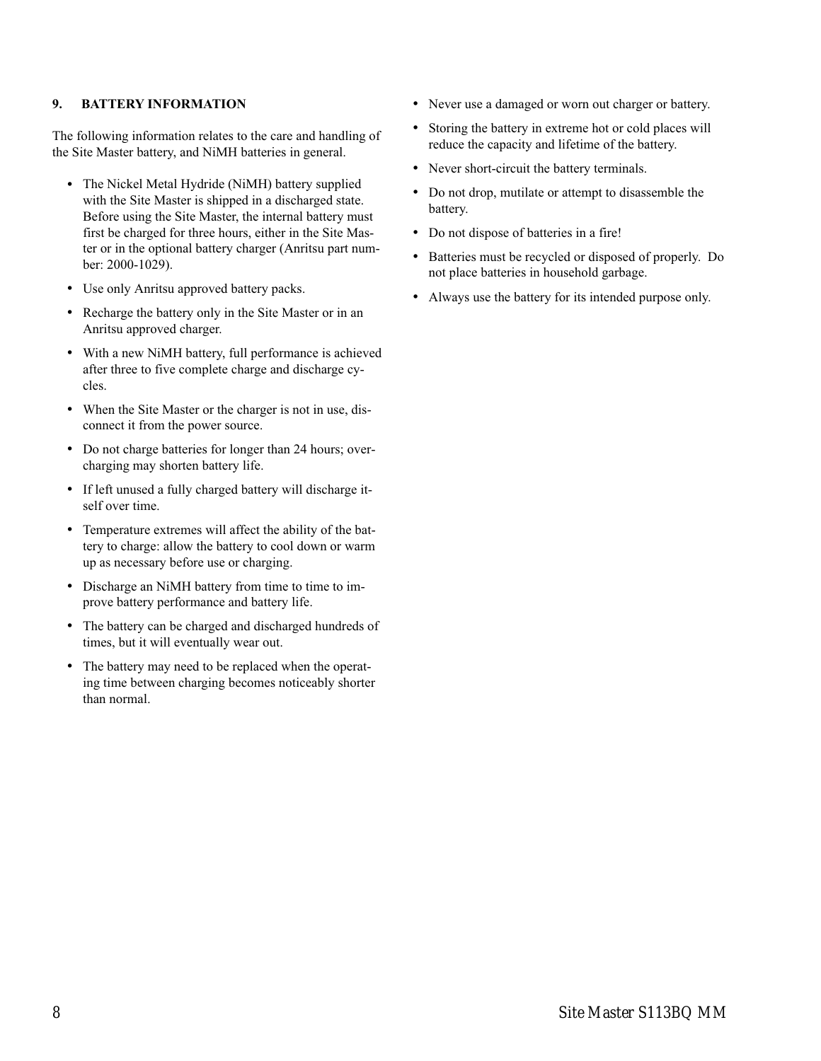## 9. BATTERY INFORMATION

The following information relates to the care and handling of the Site Master battery, and NiMH batteries in general.

- The Nickel Metal Hydride (NiMH) battery supplied with the Site Master is shipped in a discharged state. Before using the Site Master, the internal battery must first be charged for three hours, either in the Site Master or in the optional battery charger (Anritsu part number: 2000-1029).
- Use only Anritsu approved battery packs.
- Recharge the battery only in the Site Master or in an Anritsu approved charger.
- With a new NiMH battery, full performance is achieved after three to five complete charge and discharge cycles.
- When the Site Master or the charger is not in use, disconnect it from the power source.
- Do not charge batteries for longer than 24 hours; overcharging may shorten battery life.
- If left unused a fully charged battery will discharge itself over time.
- Temperature extremes will affect the ability of the battery to charge: allow the battery to cool down or warm up as necessary before use or charging.
- Discharge an NiMH battery from time to time to improve battery performance and battery life.
- The battery can be charged and discharged hundreds of times, but it will eventually wear out.
- The battery may need to be replaced when the operating time between charging becomes noticeably shorter than normal.
- Never use a damaged or worn out charger or battery.
- Storing the battery in extreme hot or cold places will reduce the capacity and lifetime of the battery.
- Never short-circuit the battery terminals.
- Do not drop, mutilate or attempt to disassemble the battery.
- Do not dispose of batteries in a fire!
- Batteries must be recycled or disposed of properly. Do not place batteries in household garbage.
- Always use the battery for its intended purpose only.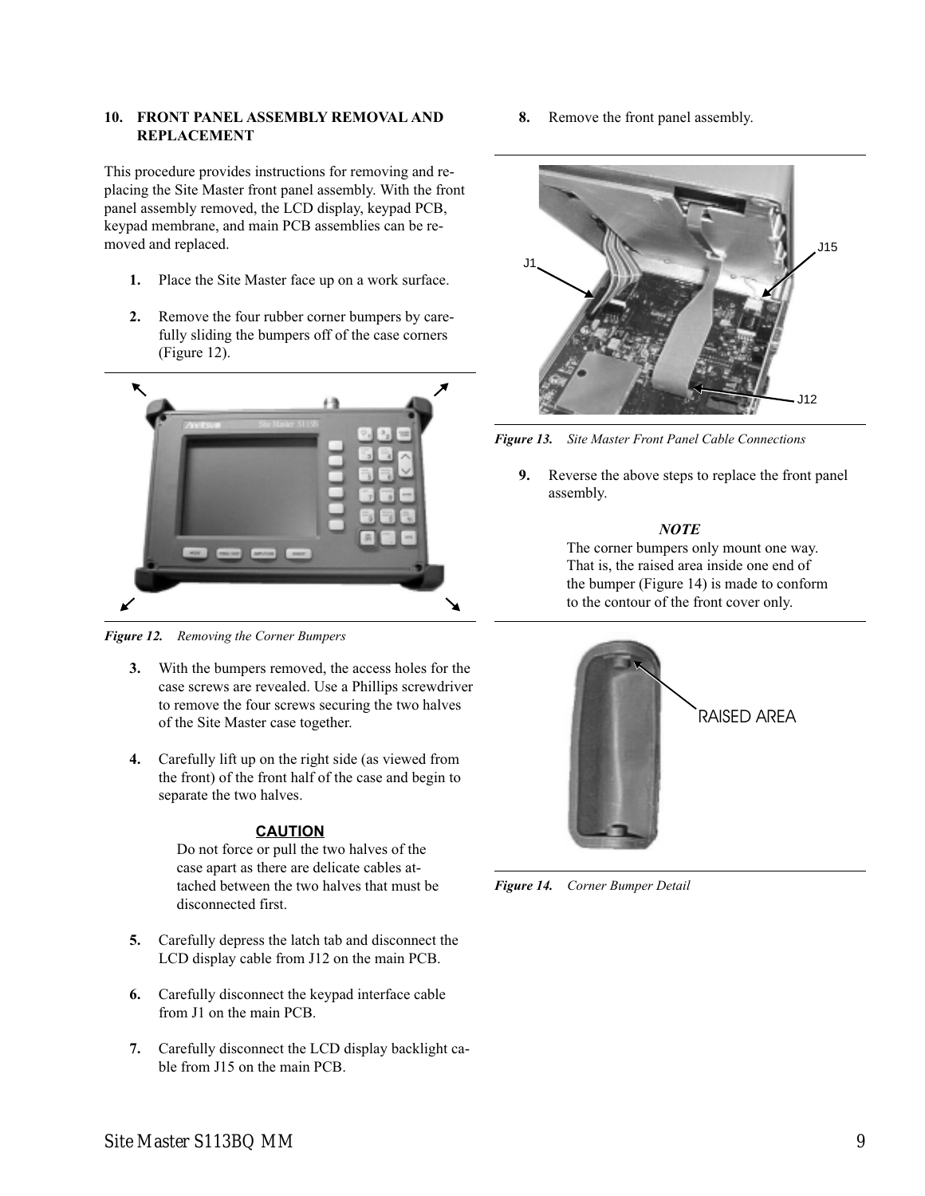## 10. FRONT PANEL ASSEMBLY REMOVAL AND REPLACEMENT

This procedure provides instructions for removing and replacing the Site Master front panel assembly. With the front panel assembly removed, the LCD display, keypad PCB, keypad membrane, and main PCB assemblies can be removed and replaced.

1. Place the Site Master face up on a work surface.

2. Remove the four rubber corner bumpers by carefully sliding the bumpers off of the case corners (Figure 12).

*Figure 12. Removing the Corner Bumpers*

3. With the bumpers removed, the access holes for the case screws are revealed. Use a Phillips screwdriver to remove the four screws securing the two halves of the Site Master case together.

4. Carefully lift up on the right side (as viewed from the front) of the front half of the case and begin to separate the two halves.

**CAUTION**

Do not force or pull the two halves of the case apart as there are delicate cables attached between the two halves that must be disconnected first.

5. Carefully depress the latch tab and disconnect the LCD display cable from J12 on the main PCB.

6. Carefully disconnect the keypad interface cable from J1 on the main PCB.

7. Carefully disconnect the LCD display backlight cable from J15 on the main PCB.

8. Remove the front panel assembly.

*Figure 13. Site Master Front Panel Cable Connections*

9. Reverse the above steps to replace the front panel assembly.

***NOTE***

The corner bumpers only mount one way. That is, the raised area inside one end of the bumper (Figure 14) is made to conform to the contour of the front cover only.

*Figure 14. Corner Bumper Detail*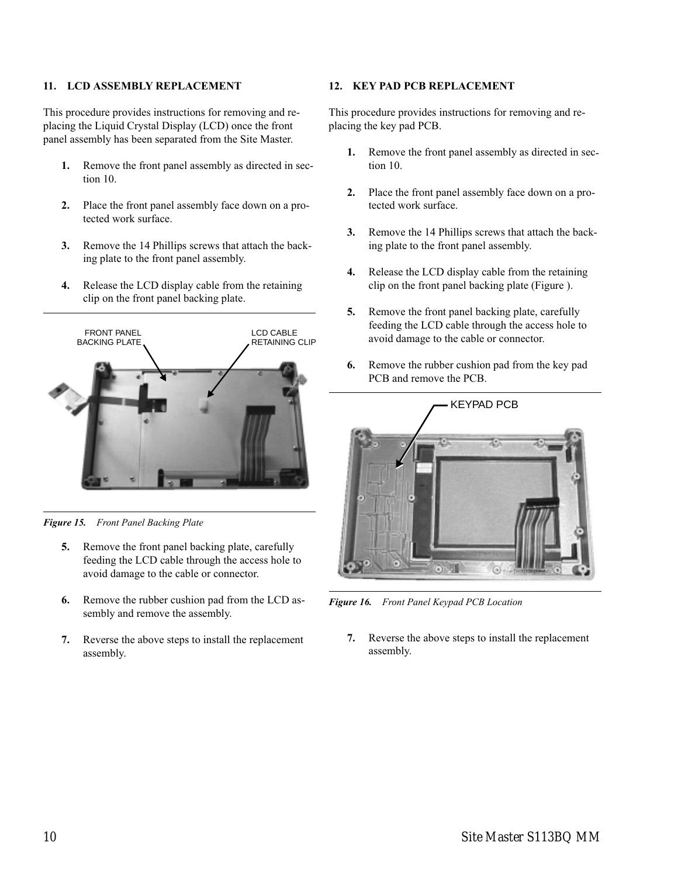## 11. LCD ASSEMBLY REPLACEMENT

This procedure provides instructions for removing and replacing the Liquid Crystal Display (LCD) once the front panel assembly has been separated from the Site Master.

1. Remove the front panel assembly as directed in section 10.

2. Place the front panel assembly face down on a protected work surface.

3. Remove the 14 Phillips screws that attach the backing plate to the front panel assembly.

4. Release the LCD display cable from the retaining clip on the front panel backing plate.

FRONT PANEL BACKING PLATE

LCD CABLE RETAINING CLIP

*Figure 15. Front Panel Backing Plate*

5. Remove the front panel backing plate, carefully feeding the LCD cable through the access hole to avoid damage to the cable or connector.

6. Remove the rubber cushion pad from the LCD assembly and remove the assembly.

7. Reverse the above steps to install the replacement assembly.

## 12. KEY PAD PCB REPLACEMENT

This procedure provides instructions for removing and replacing the key pad PCB.

1. Remove the front panel assembly as directed in section 10.

2. Place the front panel assembly face down on a protected work surface.

3. Remove the 14 Phillips screws that attach the backing plate to the front panel assembly.

4. Release the LCD display cable from the retaining clip on the front panel backing plate (Figure ).

5. Remove the front panel backing plate, carefully feeding the LCD cable through the access hole to avoid damage to the cable or connector.

6. Remove the rubber cushion pad from the key pad PCB and remove the PCB.

KEYPAD PCB

*Figure 16. Front Panel Keypad PCB Location*

7. Reverse the above steps to install the replacement assembly.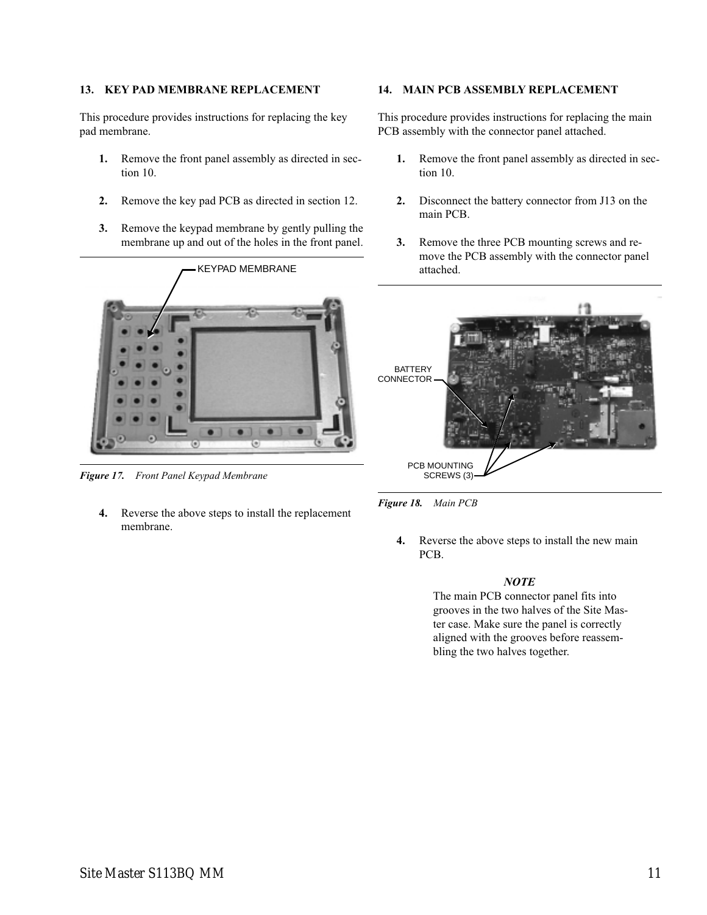## 13. KEY PAD MEMBRANE REPLACEMENT

This procedure provides instructions for replacing the key pad membrane.

1. Remove the front panel assembly as directed in section 10.

2. Remove the key pad PCB as directed in section 12.

3. Remove the keypad membrane by gently pulling the membrane up and out of the holes in the front panel.

KEYPAD MEMBRANE

*Figure 17. Front Panel Keypad Membrane*

4. Reverse the above steps to install the replacement membrane.

## 14. MAIN PCB ASSEMBLY REPLACEMENT

This procedure provides instructions for replacing the main PCB assembly with the connector panel attached.

1. Remove the front panel assembly as directed in section 10.

2. Disconnect the battery connector from J13 on the main PCB.

3. Remove the three PCB mounting screws and remove the PCB assembly with the connector panel attached.

BATTERY CONNECTOR

PCB MOUNTING SCREWS (3)

*Figure 18. Main PCB*

4. Reverse the above steps to install the new main PCB.

***NOTE***

The main PCB connector panel fits into grooves in the two halves of the Site Master case. Make sure the panel is correctly aligned with the grooves before reassembling the two halves together.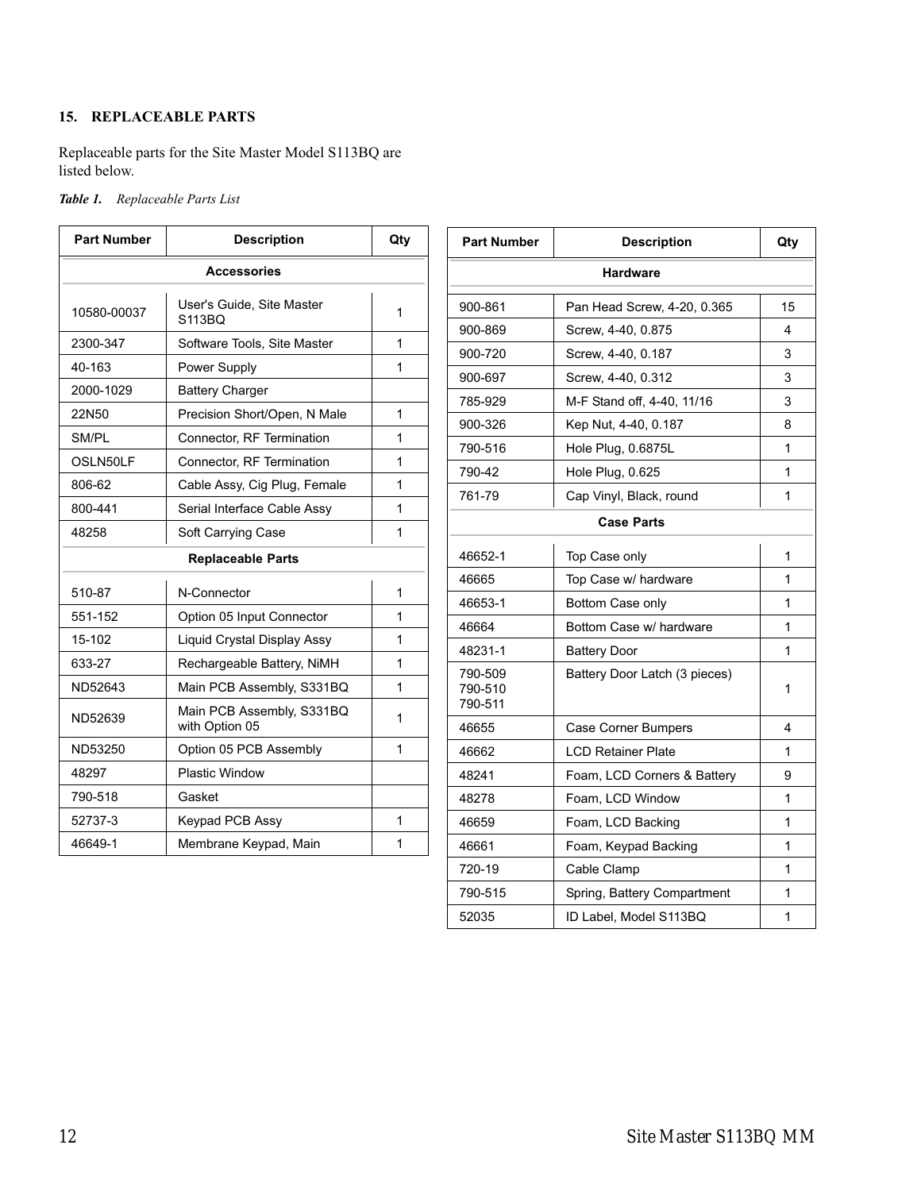## 15. REPLACEABLE PARTS

Replaceable parts for the Site Master Model S113BQ are listed below.

*Table 1. Replaceable Parts List*

| Part Number | Description | Qty |
|---|---|---|
| **Accessories** | | |
| 10580-00037 | User's Guide, Site Master S113BQ | 1 |
| 2300-347 | Software Tools, Site Master | 1 |
| 40-163 | Power Supply | 1 |
| 2000-1029 | Battery Charger | |
| 22N50 | Precision Short/Open, N Male | 1 |
| SM/PL | Connector, RF Termination | 1 |
| OSLN50LF | Connector, RF Termination | 1 |
| 806-62 | Cable Assy, Cig Plug, Female | 1 |
| 800-441 | Serial Interface Cable Assy | 1 |
| 48258 | Soft Carrying Case | 1 |
| **Replaceable Parts** | | |
| 510-87 | N-Connector | 1 |
| 551-152 | Option 05 Input Connector | 1 |
| 15-102 | Liquid Crystal Display Assy | 1 |
| 633-27 | Rechargeable Battery, NiMH | 1 |
| ND52643 | Main PCB Assembly, S331BQ | 1 |
| ND52639 | Main PCB Assembly, S331BQ with Option 05 | 1 |
| ND53250 | Option 05 PCB Assembly | 1 |
| 48297 | Plastic Window | |
| 790-518 | Gasket | |
| 52737-3 | Keypad PCB Assy | 1 |
| 46649-1 | Membrane Keypad, Main | 1 |

| Part Number | Description | Qty |
|---|---|---|
| **Hardware** | | |
| 900-861 | Pan Head Screw, 4-20, 0.365 | 15 |
| 900-869 | Screw, 4-40, 0.875 | 4 |
| 900-720 | Screw, 4-40, 0.187 | 3 |
| 900-697 | Screw, 4-40, 0.312 | 3 |
| 785-929 | M-F Stand off, 4-40, 11/16 | 3 |
| 900-326 | Kep Nut, 4-40, 0.187 | 8 |
| 790-516 | Hole Plug, 0.6875L | 1 |
| 790-42 | Hole Plug, 0.625 | 1 |
| 761-79 | Cap Vinyl, Black, round | 1 |
| **Case Parts** | | |
| 46652-1 | Top Case only | 1 |
| 46665 | Top Case w/ hardware | 1 |
| 46653-1 | Bottom Case only | 1 |
| 46664 | Bottom Case w/ hardware | 1 |
| 48231-1 | Battery Door | 1 |
| 790-509<br>790-510<br>790-511 | Battery Door Latch (3 pieces) | 1 |
| 46655 | Case Corner Bumpers | 4 |
| 46662 | LCD Retainer Plate | 1 |
| 48241 | Foam, LCD Corners & Battery | 9 |
| 48278 | Foam, LCD Window | 1 |
| 46659 | Foam, LCD Backing | 1 |
| 46661 | Foam, Keypad Backing | 1 |
| 720-19 | Cable Clamp | 1 |
| 790-515 | Spring, Battery Compartment | 1 |
| 52035 | ID Label, Model S113BQ | 1 |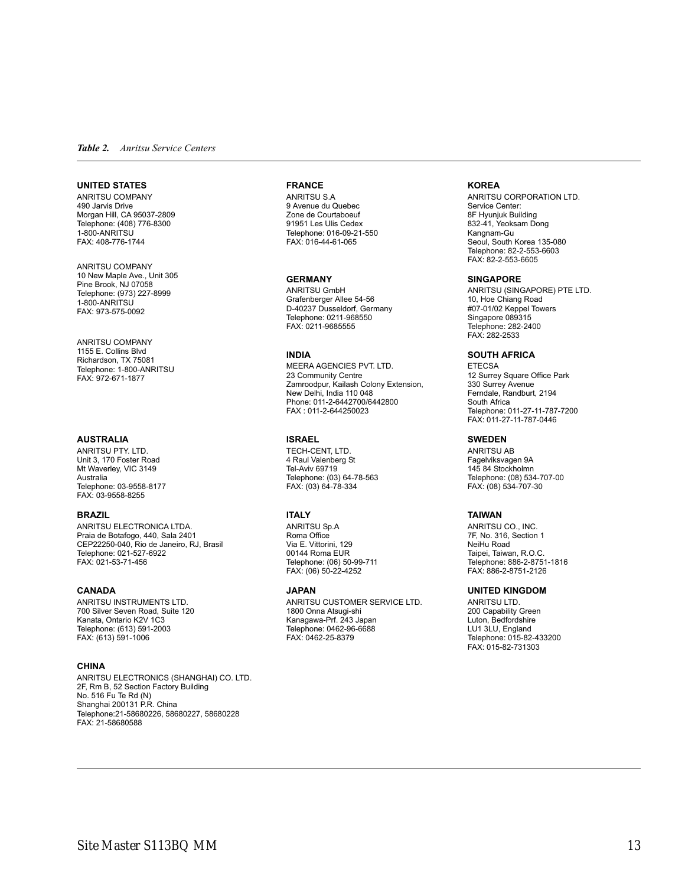*Table 2. Anritsu Service Centers*

**UNITED STATES**

ANRITSU COMPANY
490 Jarvis Drive
Morgan Hill, CA 95037-2809
Telephone: (408) 776-8300
1-800-ANRITSU
FAX: 408-776-1744

ANRITSU COMPANY
10 New Maple Ave., Unit 305
Pine Brook, NJ 07058
Telephone: (973) 227-8999
1-800-ANRITSU
FAX: 973-575-0092

ANRITSU COMPANY
1155 E. Collins Blvd
Richardson, TX 75081
Telephone: 1-800-ANRITSU
FAX: 972-671-1877

**AUSTRALIA**

ANRITSU PTY. LTD.
Unit 3, 170 Foster Road
Mt Waverley, VIC 3149
Australia
Telephone: 03-9558-8177
FAX: 03-9558-8255

**BRAZIL**

ANRITSU ELECTRONICA LTDA.
Praia de Botafogo, 440, Sala 2401
CEP22250-040, Rio de Janeiro, RJ, Brasil
Telephone: 021-527-6922
FAX: 021-53-71-456

**CANADA**

ANRITSU INSTRUMENTS LTD.
700 Silver Seven Road, Suite 120
Kanata, Ontario K2V 1C3
Telephone: (613) 591-2003
FAX: (613) 591-1006

**CHINA**

ANRITSU ELECTRONICS (SHANGHAI) CO. LTD.
2F, Rm B, 52 Section Factory Building
No. 516 Fu Te Rd (N)
Shanghai 200131 P.R. China
Telephone:21-58680226, 58680227, 58680228
FAX: 21-58680588

**FRANCE**

ANRITSU S.A
9 Avenue du Quebec
Zone de Courtaboeuf
91951 Les Ulis Cedex
Telephone: 016-09-21-550
FAX: 016-44-61-065

**GERMANY**

ANRITSU GmbH
Grafenberger Allee 54-56
D-40237 Dusseldorf, Germany
Telephone: 0211-968550
FAX: 0211-9685555

**INDIA**

MEERA AGENCIES PVT. LTD.
23 Community Centre
Zamroodpur, Kailash Colony Extension,
New Delhi, India 110 048
Phone: 011-2-6442700/6442800
FAX : 011-2-644250023

**ISRAEL**

TECH-CENT, LTD.
4 Raul Valenberg St
Tel-Aviv 69719
Telephone: (03) 64-78-563
FAX: (03) 64-78-334

**ITALY**

ANRITSU Sp.A
Roma Office
Via E. Vittorini, 129
00144 Roma EUR
Telephone: (06) 50-99-711
FAX: (06) 50-22-4252

**JAPAN**

ANRITSU CUSTOMER SERVICE LTD.
1800 Onna Atsugi-shi
Kanagawa-Prf. 243 Japan
Telephone: 0462-96-6688
FAX: 0462-25-8379

**KOREA**

ANRITSU CORPORATION LTD.
Service Center:
8F Hyunjuk Building
832-41, Yeoksam Dong
Kangnam-Gu
Seoul, South Korea 135-080
Telephone: 82-2-553-6603
FAX: 82-2-553-6605

**SINGAPORE**

ANRITSU (SINGAPORE) PTE LTD.
10, Hoe Chiang Road
#07-01/02 Keppel Towers
Singapore 089315
Telephone: 282-2400
FAX: 282-2533

**SOUTH AFRICA**

ETECSA
12 Surrey Square Office Park
330 Surrey Avenue
Ferndale, Randburt, 2194
South Africa
Telephone: 011-27-11-787-7200
FAX: 011-27-11-787-0446

**SWEDEN**

ANRITSU AB
Fagelviksvagen 9A
145 84 Stockholmn
Telephone: (08) 534-707-00
FAX: (08) 534-707-30

**TAIWAN**

ANRITSU CO., INC.
7F, No. 316, Section 1
NeiHu Road
Taipei, Taiwan, R.O.C.
Telephone: 886-2-8751-1816
FAX: 886-2-8751-2126

**UNITED KINGDOM**

ANRITSU LTD.
200 Capability Green
Luton, Bedfordshire
LU1 3LU, England
Telephone: 015-82-433200
FAX: 015-82-731303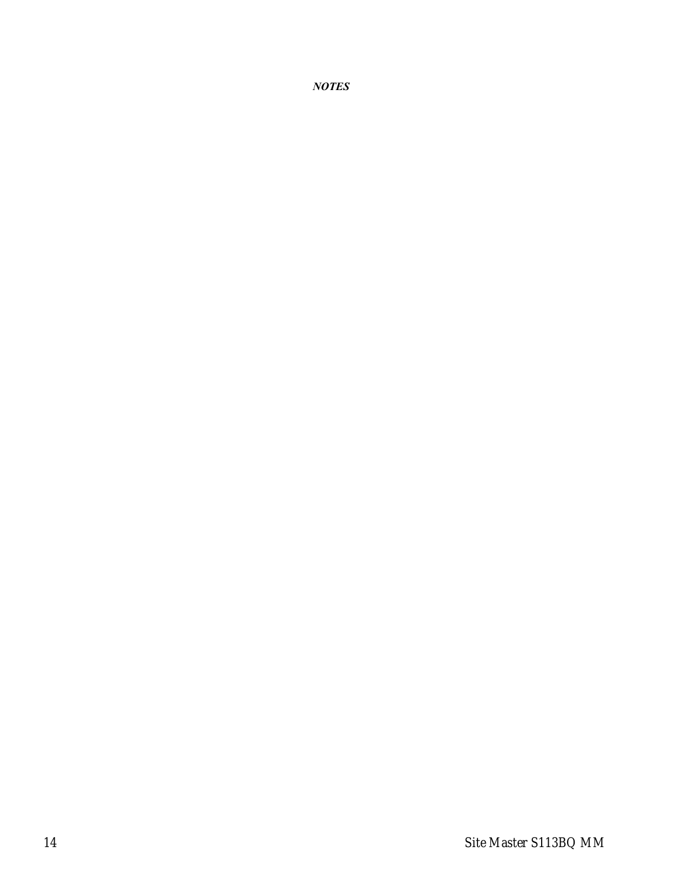***NOTES***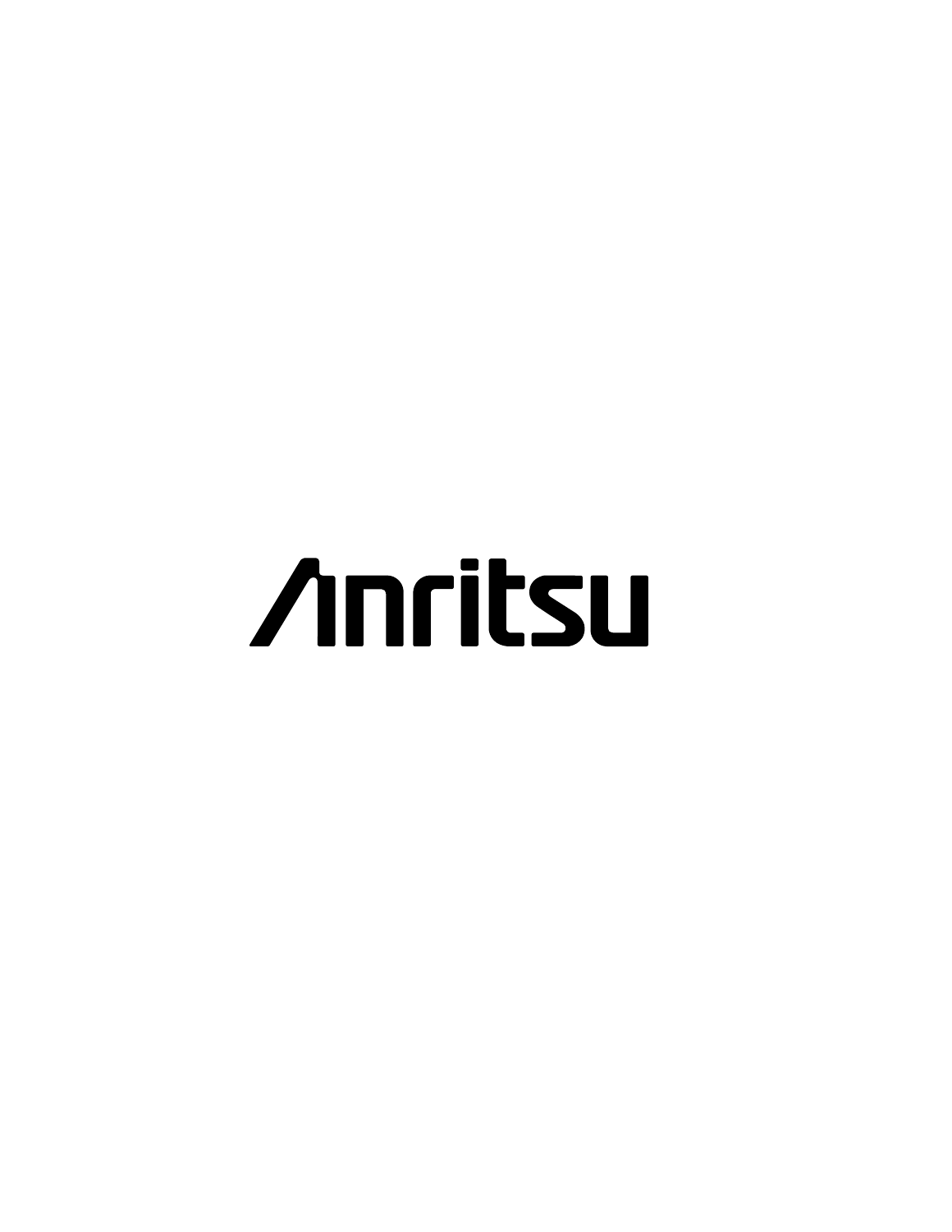Anritsu